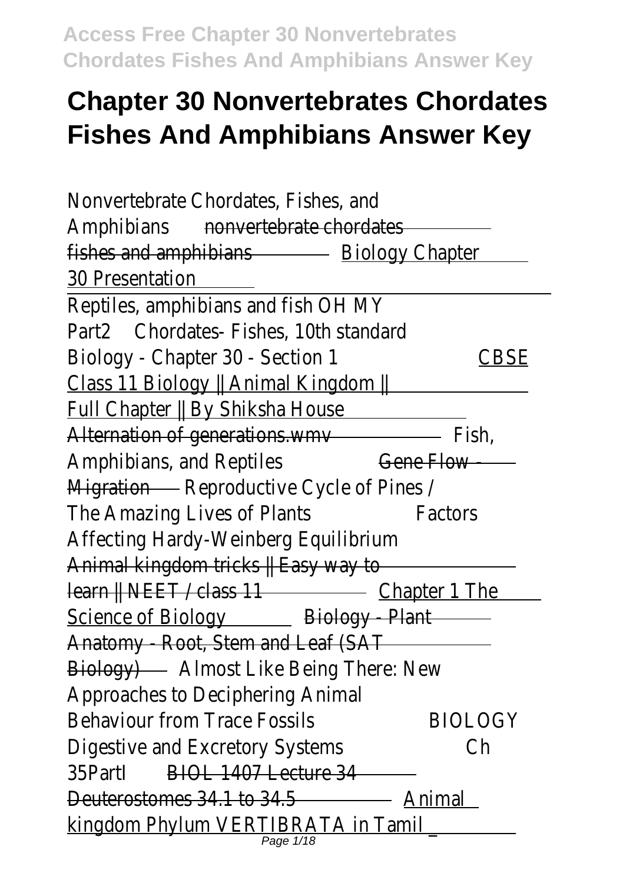# Chapter 30 Nonvertebrates Chordates Fishes And Amphibians Answer Key

Nonvertebrate Chordates, Fishes, and Amphibians ~~nonvertebrate chordates fishes and amphibians~~ Biology Chapter 30 Presentation

Reptiles, amphibians and fish OH MY Part2 Chordates- Fishes, 10th standard Biology - Chapter 30 - Section 1 CBSE Class 11 Biology || Animal Kingdom || Full Chapter || By Shiksha House Alternation of generations.wmv Fish, Amphibians, and Reptiles Gene Flow - Migration Reproductive Cycle of Pines / The Amazing Lives of Plants Factors Affecting Hardy-Weinberg Equilibrium Animal kingdom tricks || Easy way to learn || NEET / class 11 Chapter 1 The Science of Biology Biology - Plant Anatomy - Root, Stem and Leaf (SAT Biology) Almost Like Being There: New Approaches to Deciphering Animal Behaviour from Trace Fossils BIOLOGY Digestive and Excretory Systems Ch 35PartI BIOL 1407 Lecture 34 Deuterostomes 34.1 to 34.5 Animal kingdom Phylum VERTIBRATA in Tamil _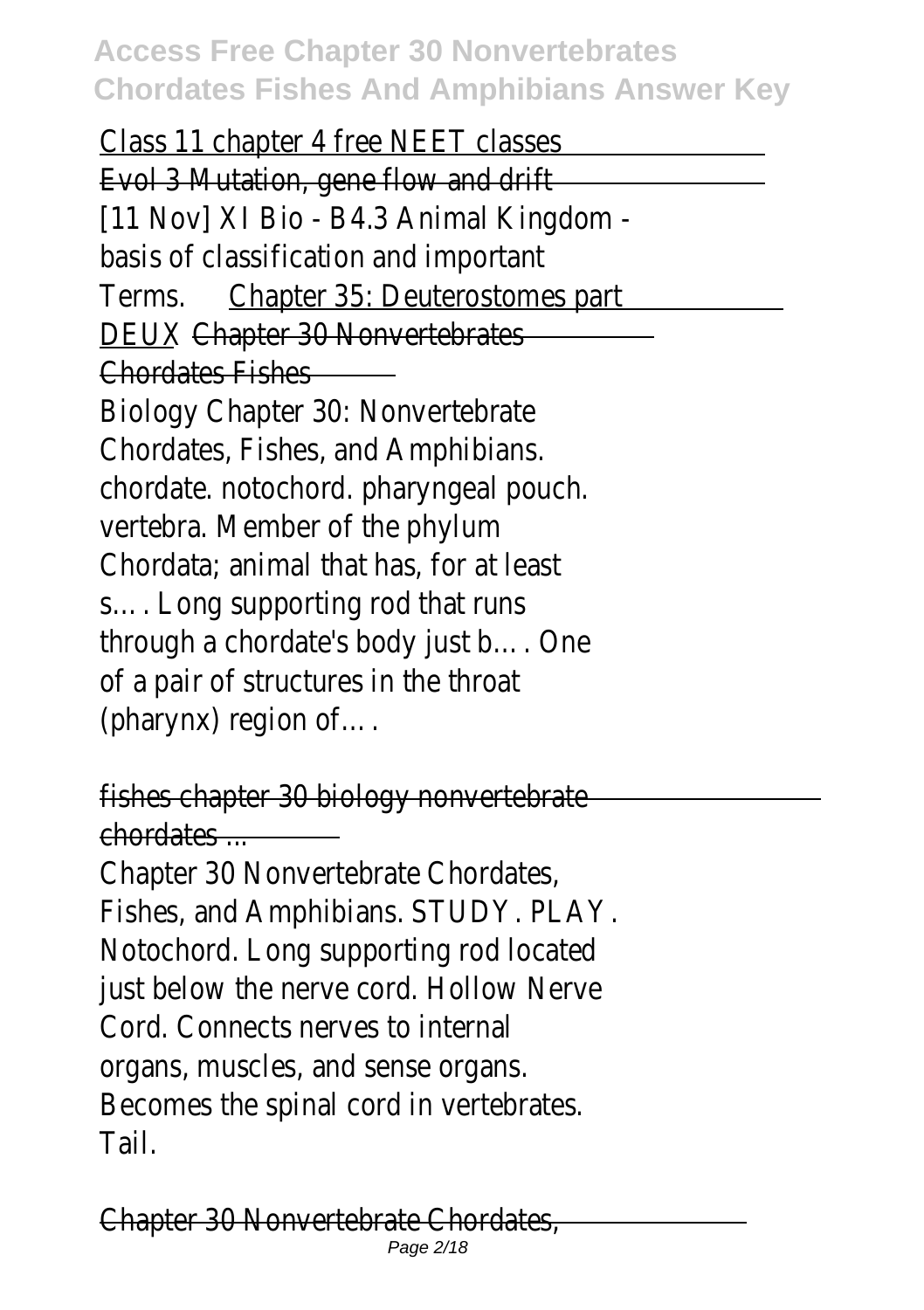Class 11 chapter 4 free NEET classes

Evol 3 Mutation, gene flow and drift

[11 Nov] XI Bio - B4.3 Animal Kingdom - basis of classification and important Terms. Chapter 35: Deuterostomes part DEUX Chapter 30 Nonvertebrates Chordates Fishes

Biology Chapter 30: Nonvertebrate Chordates, Fishes, and Amphibians. chordate. notochord. pharyngeal pouch. vertebra. Member of the phylum Chordata; animal that has, for at least s…. Long supporting rod that runs through a chordate's body just b…. One of a pair of structures in the throat (pharynx) region of….

fishes chapter 30 biology nonvertebrate chordates ...

Chapter 30 Nonvertebrate Chordates, Fishes, and Amphibians. STUDY. PLAY. Notochord. Long supporting rod located just below the nerve cord. Hollow Nerve Cord. Connects nerves to internal organs, muscles, and sense organs. Becomes the spinal cord in vertebrates. Tail.

Chapter 30 Nonvertebrate Chordates,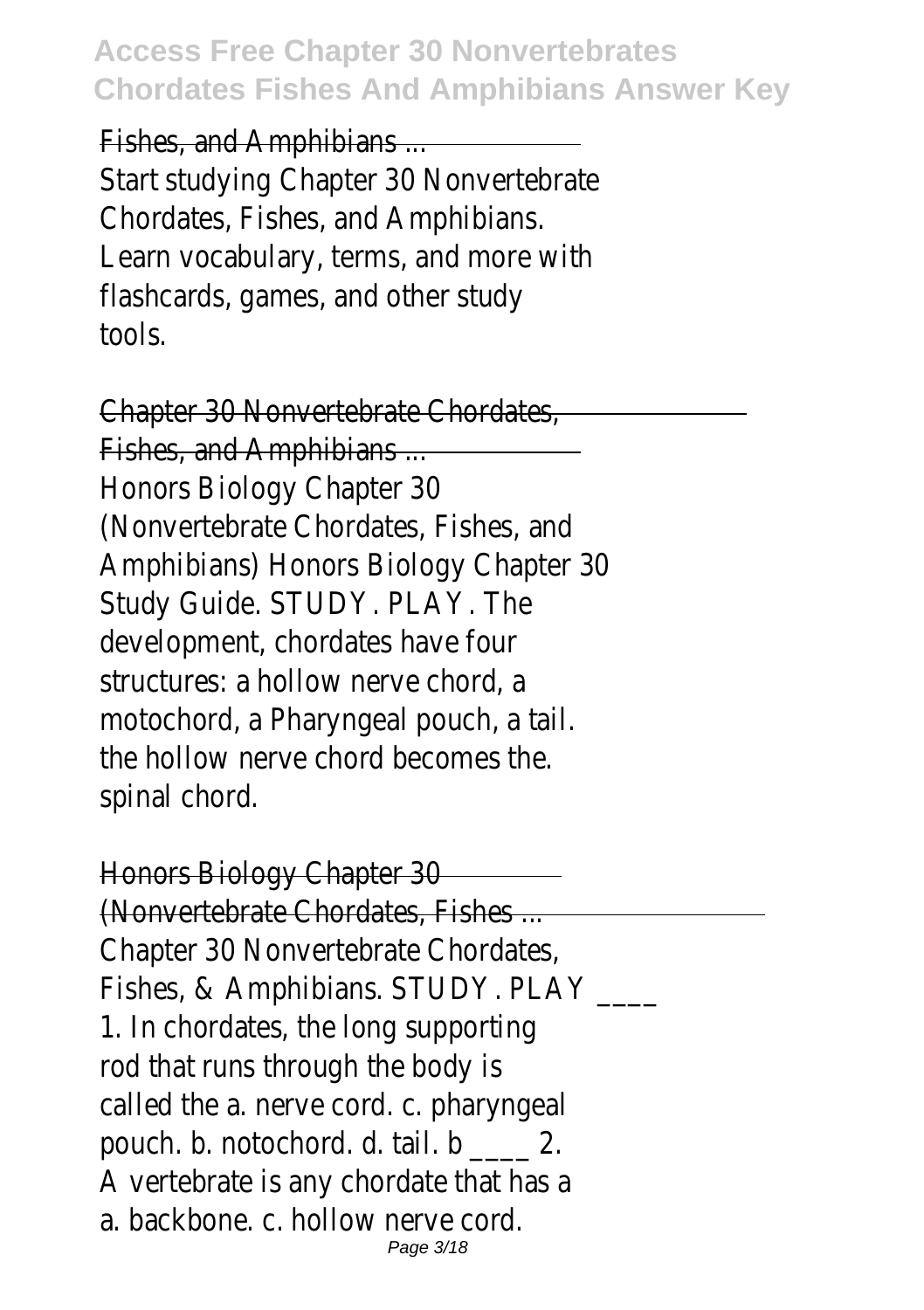Fishes, and Amphibians ...

Start studying Chapter 30 Nonvertebrate Chordates, Fishes, and Amphibians. Learn vocabulary, terms, and more with flashcards, games, and other study tools.

Chapter 30 Nonvertebrate Chordates, Fishes, and Amphibians ...

Honors Biology Chapter 30 (Nonvertebrate Chordates, Fishes, and Amphibians) Honors Biology Chapter 30 Study Guide. STUDY. PLAY. The development, chordates have four structures: a hollow nerve chord, a motochord, a Pharyngeal pouch, a tail. the hollow nerve chord becomes the. spinal chord.

Honors Biology Chapter 30 (Nonvertebrate Chordates, Fishes ...

Chapter 30 Nonvertebrate Chordates, Fishes, & Amphibians. STUDY. PLAY ____ 1. In chordates, the long supporting rod that runs through the body is called the a. nerve cord. c. pharyngeal pouch. b. notochord. d. tail. b ____ 2. A vertebrate is any chordate that has a a. backbone. c. hollow nerve cord.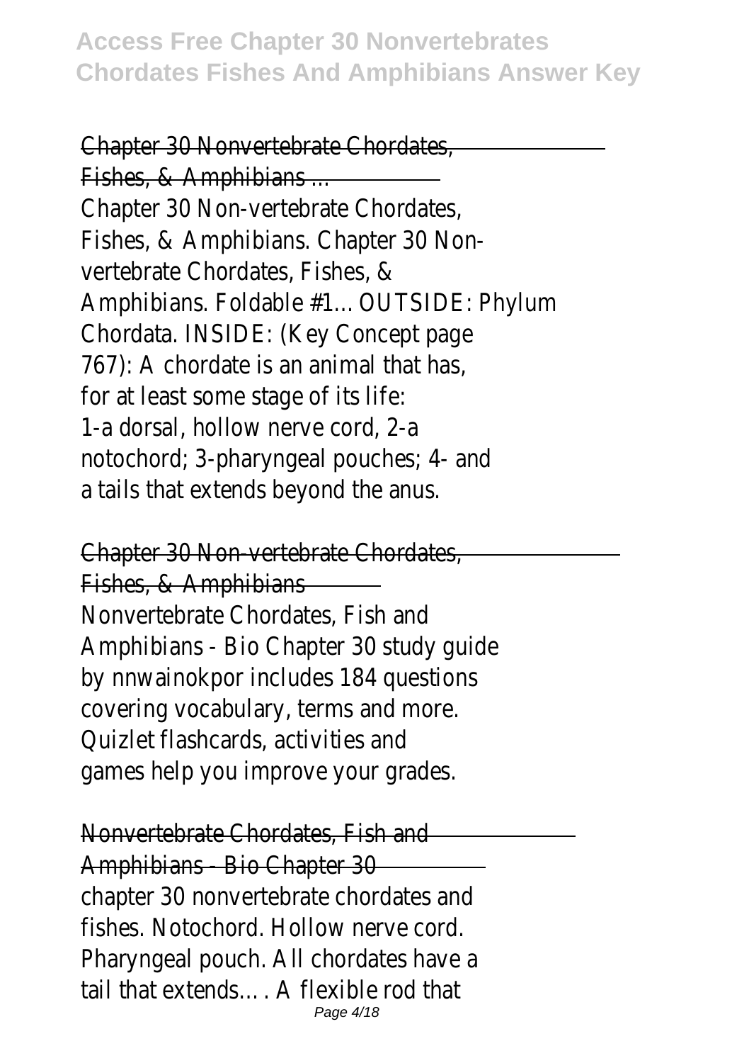Chapter 30 Nonvertebrate Chordates, Fishes, & Amphibians ...

Chapter 30 Non-vertebrate Chordates, Fishes, & Amphibians. Chapter 30 Non-vertebrate Chordates, Fishes, & Amphibians. Foldable #1... OUTSIDE: Phylum Chordata. INSIDE: (Key Concept page 767): A chordate is an animal that has, for at least some stage of its life: 1-a dorsal, hollow nerve cord, 2-a notochord; 3-pharyngeal pouches; 4- and a tails that extends beyond the anus.

Chapter 30 Non-vertebrate Chordates, Fishes, & Amphibians

Nonvertebrate Chordates, Fish and Amphibians - Bio Chapter 30 study guide by nnwainokpor includes 184 questions covering vocabulary, terms and more. Quizlet flashcards, activities and games help you improve your grades.

Nonvertebrate Chordates, Fish and Amphibians - Bio Chapter 30

chapter 30 nonvertebrate chordates and fishes. Notochord. Hollow nerve cord. Pharyngeal pouch. All chordates have a tail that extends…. A flexible rod that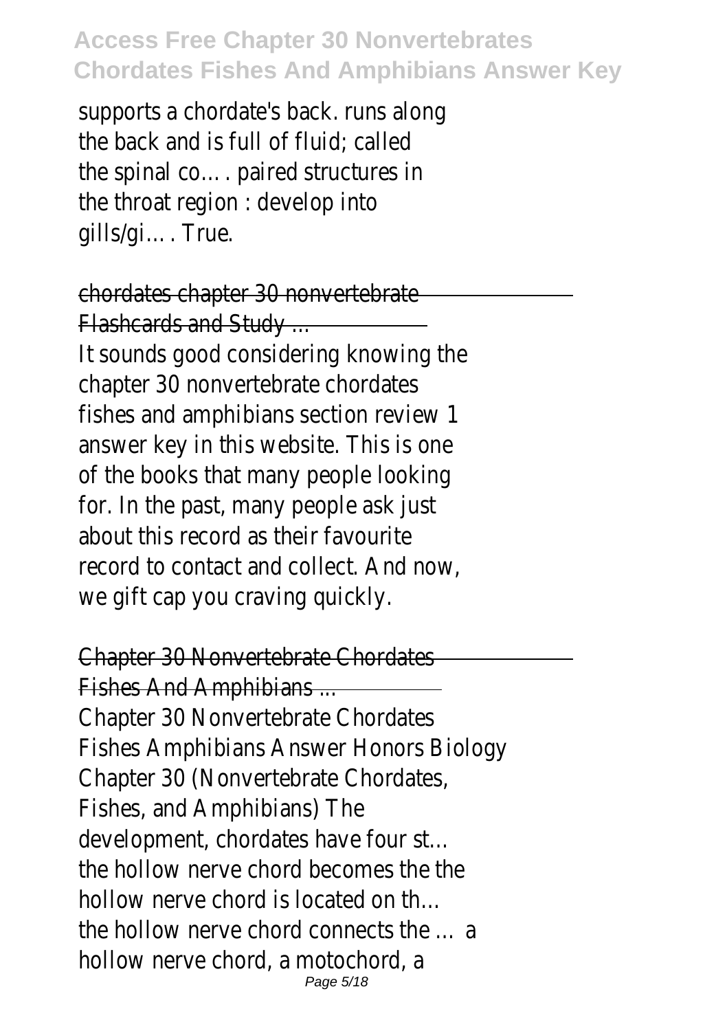supports a chordate's back. runs along the back and is full of fluid; called the spinal co…. paired structures in the throat region : develop into gills/gi…. True.

chordates chapter 30 nonvertebrate Flashcards and Study ...

It sounds good considering knowing the chapter 30 nonvertebrate chordates fishes and amphibians section review 1 answer key in this website. This is one of the books that many people looking for. In the past, many people ask just about this record as their favourite record to contact and collect. And now, we gift cap you craving quickly.

Chapter 30 Nonvertebrate Chordates Fishes And Amphibians ...

Chapter 30 Nonvertebrate Chordates Fishes Amphibians Answer Honors Biology Chapter 30 (Nonvertebrate Chordates, Fishes, and Amphibians) The development, chordates have four st… the hollow nerve chord becomes the the hollow nerve chord is located on th… the hollow nerve chord connects the … a hollow nerve chord, a motochord, a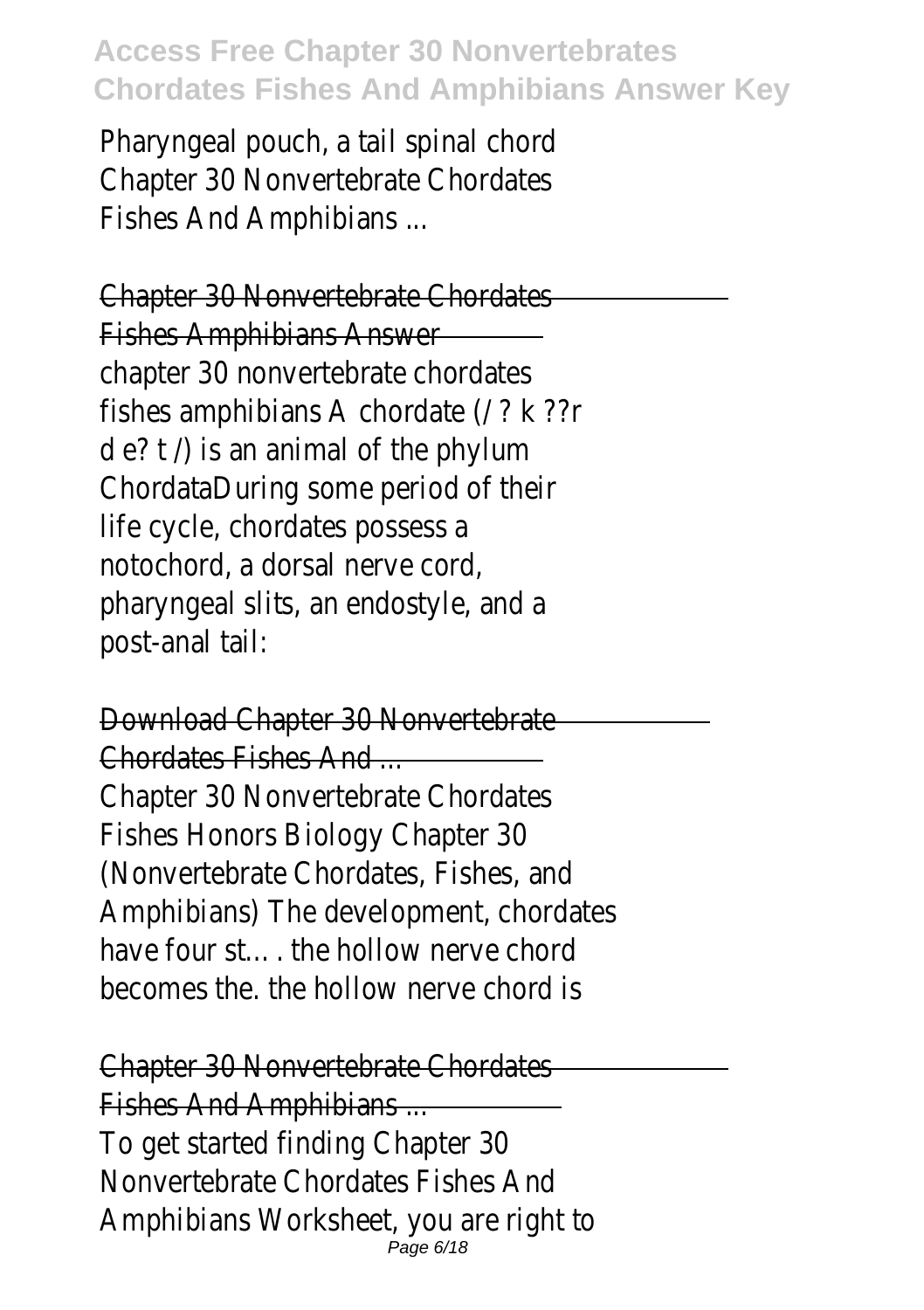Pharyngeal pouch, a tail spinal chord Chapter 30 Nonvertebrate Chordates Fishes And Amphibians ...

## Chapter 30 Nonvertebrate Chordates Fishes Amphibians Answer

chapter 30 nonvertebrate chordates fishes amphibians A chordate (/ ? k ??r d e? t /) is an animal of the phylum ChordataDuring some period of their life cycle, chordates possess a notochord, a dorsal nerve cord, pharyngeal slits, an endostyle, and a post-anal tail:

## Download Chapter 30 Nonvertebrate Chordates Fishes And ...

Chapter 30 Nonvertebrate Chordates Fishes Honors Biology Chapter 30 (Nonvertebrate Chordates, Fishes, and Amphibians) The development, chordates have four st… . the hollow nerve chord becomes the. the hollow nerve chord is

## Chapter 30 Nonvertebrate Chordates Fishes And Amphibians ...

To get started finding Chapter 30 Nonvertebrate Chordates Fishes And Amphibians Worksheet, you are right to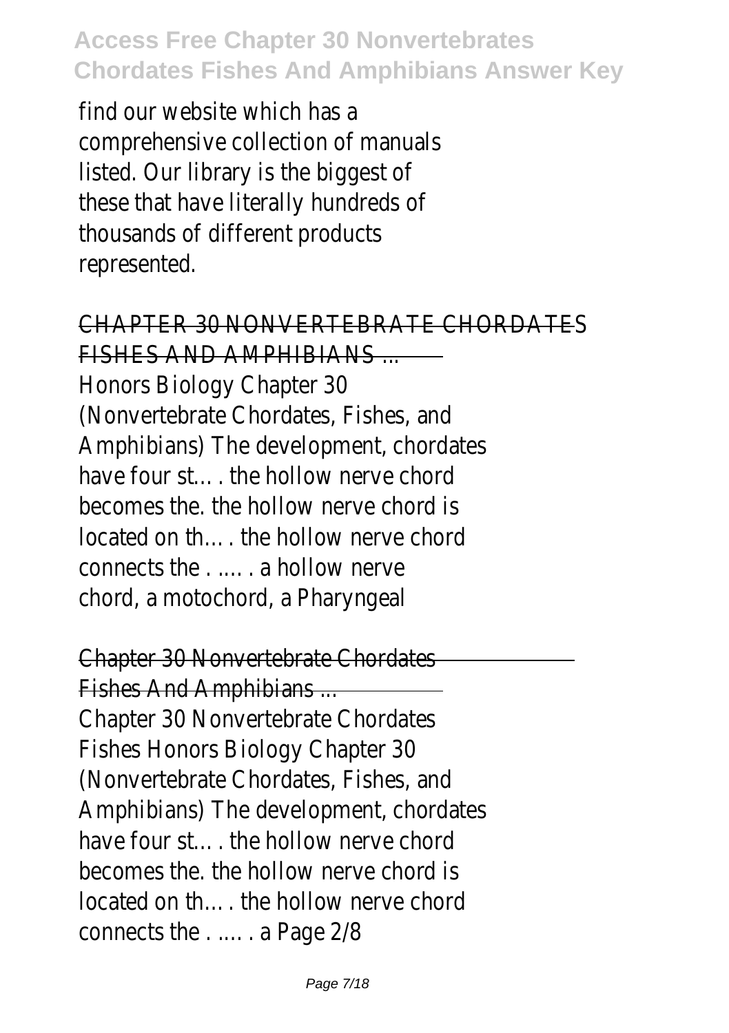find our website which has a comprehensive collection of manuals listed. Our library is the biggest of these that have literally hundreds of thousands of different products represented.

## CHAPTER 30 NONVERTEBRATE CHORDATES FISHES AND AMPHIBIANS ...

Honors Biology Chapter 30 (Nonvertebrate Chordates, Fishes, and Amphibians) The development, chordates have four st…. the hollow nerve chord becomes the. the hollow nerve chord is located on th…. the hollow nerve chord connects the . …. . a hollow nerve chord, a motochord, a Pharyngeal

## Chapter 30 Nonvertebrate Chordates Fishes And Amphibians ...

Chapter 30 Nonvertebrate Chordates Fishes Honors Biology Chapter 30 (Nonvertebrate Chordates, Fishes, and Amphibians) The development, chordates have four st…. the hollow nerve chord becomes the. the hollow nerve chord is located on th…. the hollow nerve chord connects the . …. . a Page 2/8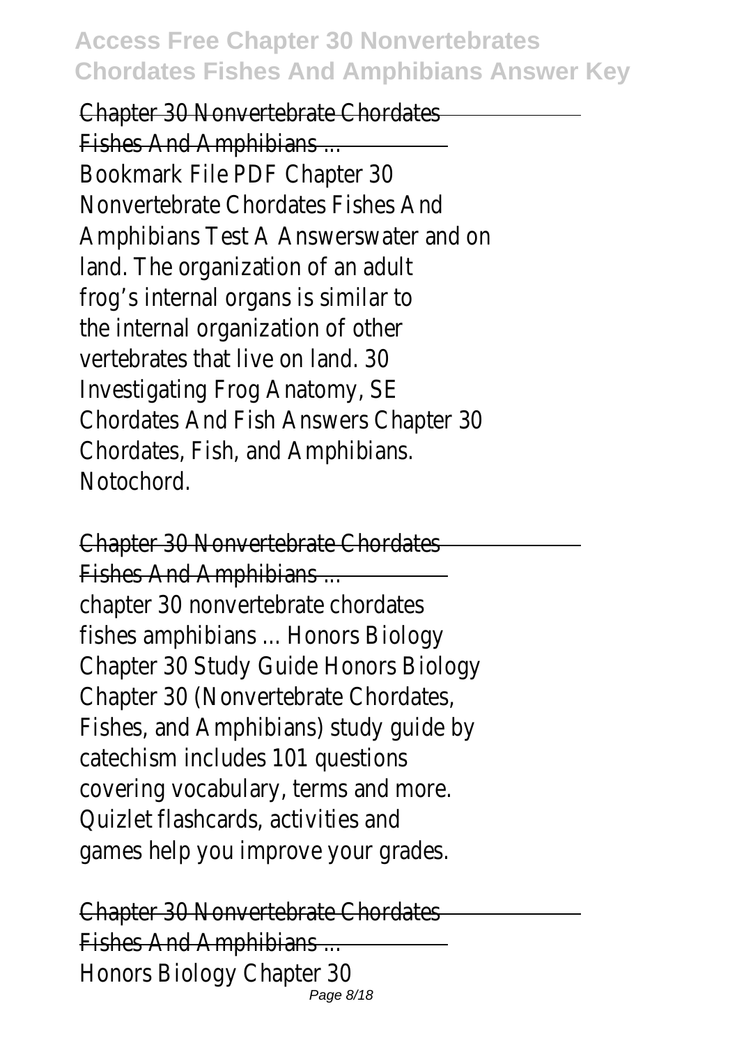## Chapter 30 Nonvertebrate Chordates Fishes And Amphibians ...

Bookmark File PDF Chapter 30 Nonvertebrate Chordates Fishes And Amphibians Test A Answerswater and on land. The organization of an adult frog's internal organs is similar to the internal organization of other vertebrates that live on land. 30 Investigating Frog Anatomy, SE Chordates And Fish Answers Chapter 30 Chordates, Fish, and Amphibians. Notochord.

## Chapter 30 Nonvertebrate Chordates Fishes And Amphibians ...

chapter 30 nonvertebrate chordates fishes amphibians ... Honors Biology Chapter 30 Study Guide Honors Biology Chapter 30 (Nonvertebrate Chordates, Fishes, and Amphibians) study guide by catechism includes 101 questions covering vocabulary, terms and more. Quizlet flashcards, activities and games help you improve your grades.

## Chapter 30 Nonvertebrate Chordates Fishes And Amphibians ...

Honors Biology Chapter 30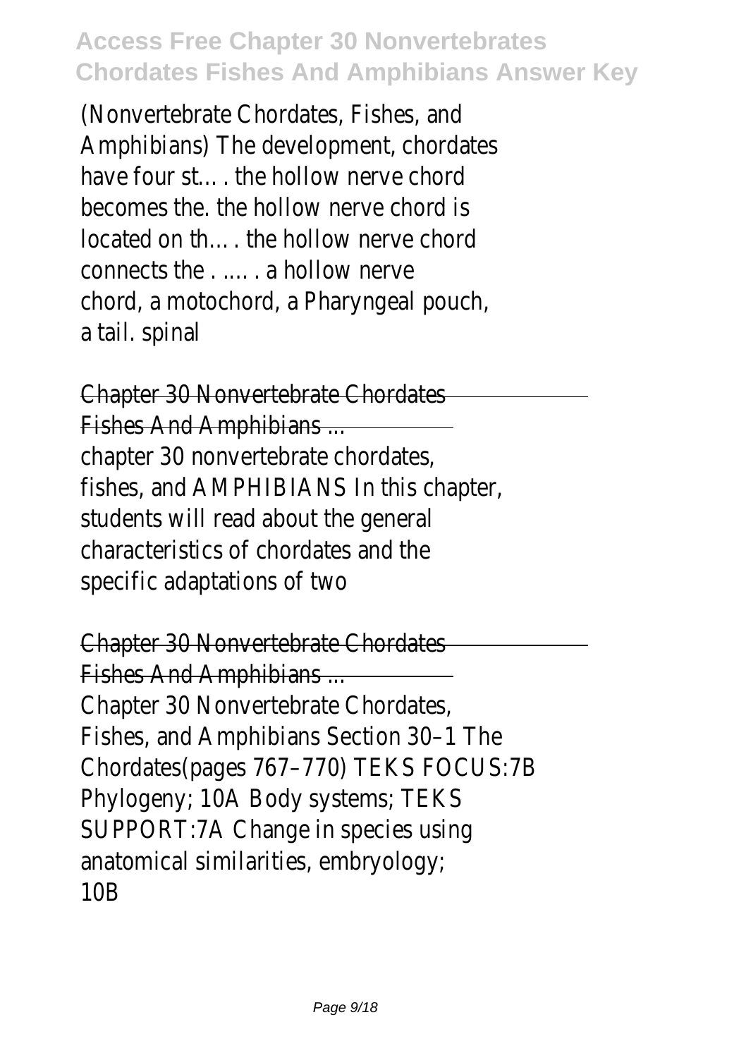(Nonvertebrate Chordates, Fishes, and Amphibians) The development, chordates have four st… . the hollow nerve chord becomes the. the hollow nerve chord is located on th… . the hollow nerve chord connects the . …. . a hollow nerve chord, a motochord, a Pharyngeal pouch, a tail. spinal

## Chapter 30 Nonvertebrate Chordates Fishes And Amphibians ...

chapter 30 nonvertebrate chordates, fishes, and AMPHIBIANS In this chapter, students will read about the general characteristics of chordates and the specific adaptations of two

## Chapter 30 Nonvertebrate Chordates Fishes And Amphibians ...

Chapter 30 Nonvertebrate Chordates, Fishes, and Amphibians Section 30–1 The Chordates(pages 767–770) TEKS FOCUS:7B Phylogeny; 10A Body systems; TEKS SUPPORT:7A Change in species using anatomical similarities, embryology; 10B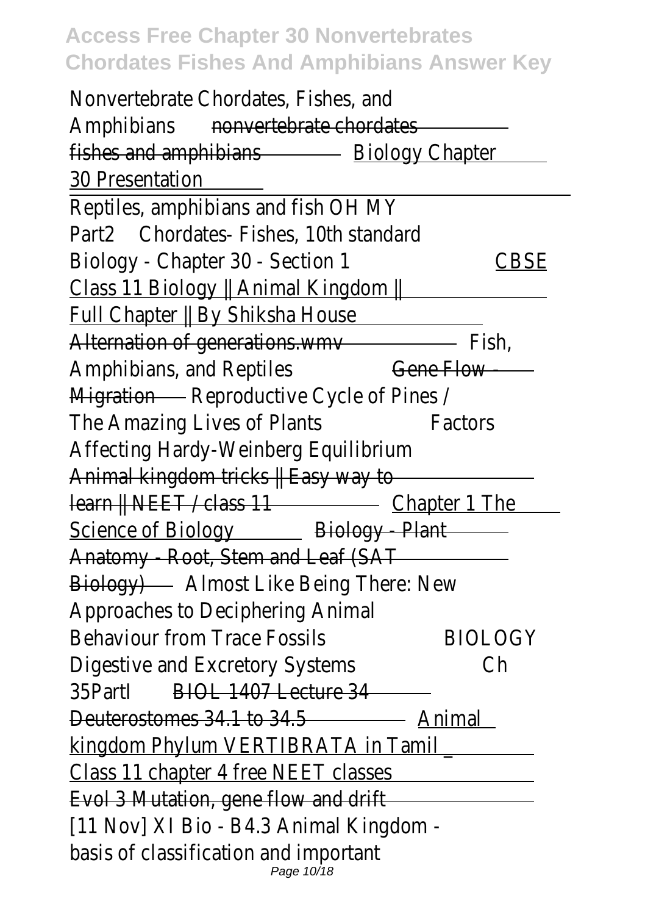Nonvertebrate Chordates, Fishes, and Amphibians ~~nonvertebrate chordates fishes and amphibians~~ Biology Chapter 30 Presentation

Reptiles, amphibians and fish OH MY Part2 Chordates- Fishes, 10th standard Biology - Chapter 30 - Section 1 CBSE Class 11 Biology || Animal Kingdom || Full Chapter || By Shiksha House

~~Alternation of generations.wmv~~ Fish, Amphibians, and Reptiles ~~Gene Flow - Migration~~ Reproductive Cycle of Pines / The Amazing Lives of Plants Factors Affecting Hardy-Weinberg Equilibrium ~~Animal kingdom tricks || Easy way to learn || NEET / class 11~~ Chapter 1 The Science of Biology ~~Biology - Plant Anatomy - Root, Stem and Leaf (SAT Biology)~~ Almost Like Being There: New Approaches to Deciphering Animal Behaviour from Trace Fossils BIOLOGY Digestive and Excretory Systems Ch 35PartI ~~BIOL 1407 Lecture 34 Deuterostomes 34.1 to 34.5~~ Animal kingdom Phylum VERTIBRATA in Tamil _ Class 11 chapter 4 free NEET classes ~~Evol 3 Mutation, gene flow and drift~~ [11 Nov] XI Bio - B4.3 Animal Kingdom - basis of classification and important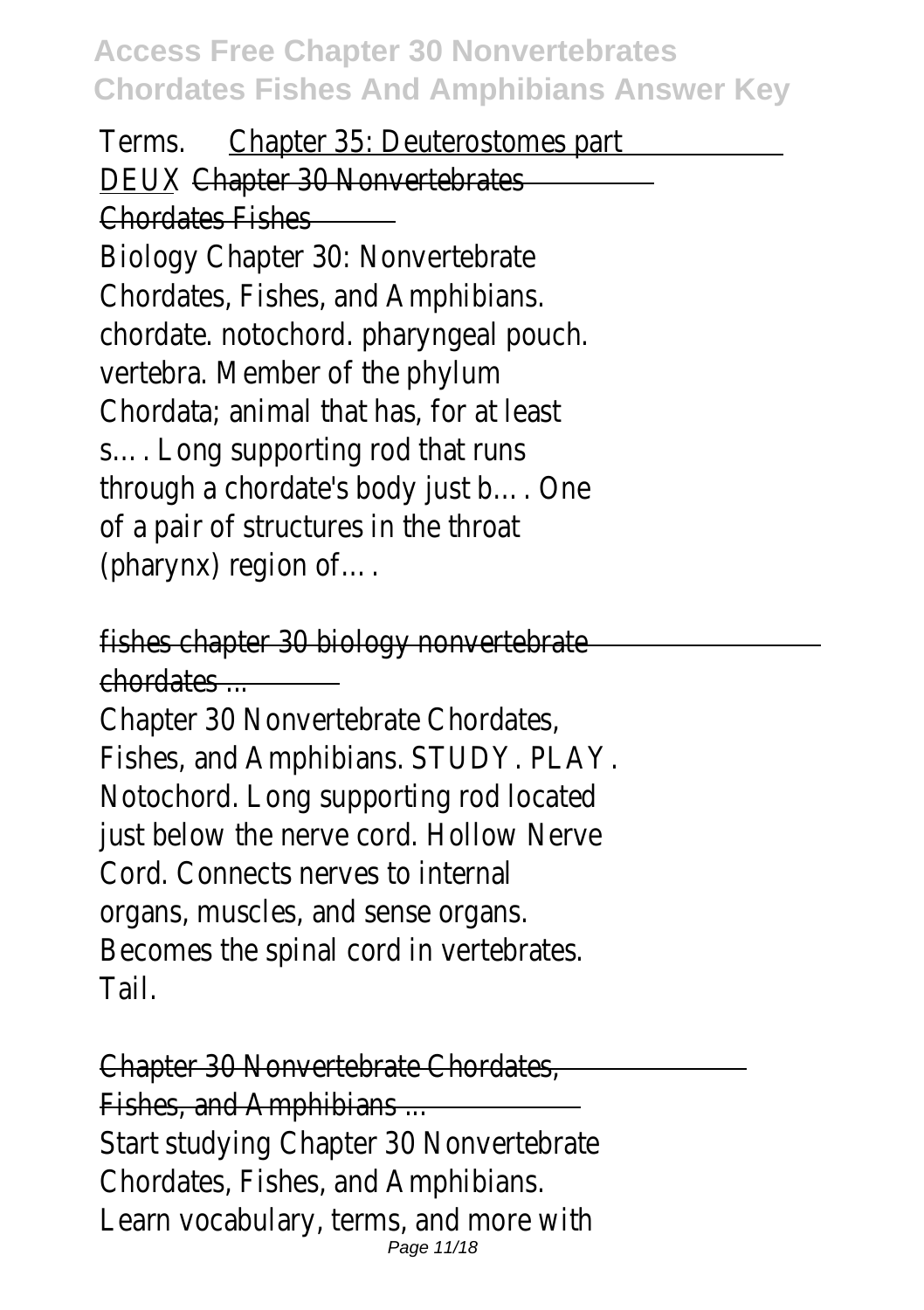Terms. Chapter 35: Deuterostomes part DEUX Chapter 30 Nonvertebrates Chordates Fishes

Biology Chapter 30: Nonvertebrate Chordates, Fishes, and Amphibians. chordate. notochord. pharyngeal pouch. vertebra. Member of the phylum Chordata; animal that has, for at least s…. Long supporting rod that runs through a chordate's body just b…. One of a pair of structures in the throat (pharynx) region of….

fishes chapter 30 biology nonvertebrate chordates ...

Chapter 30 Nonvertebrate Chordates, Fishes, and Amphibians. STUDY. PLAY. Notochord. Long supporting rod located just below the nerve cord. Hollow Nerve Cord. Connects nerves to internal organs, muscles, and sense organs. Becomes the spinal cord in vertebrates. Tail.

Chapter 30 Nonvertebrate Chordates, Fishes, and Amphibians ...

Start studying Chapter 30 Nonvertebrate Chordates, Fishes, and Amphibians. Learn vocabulary, terms, and more with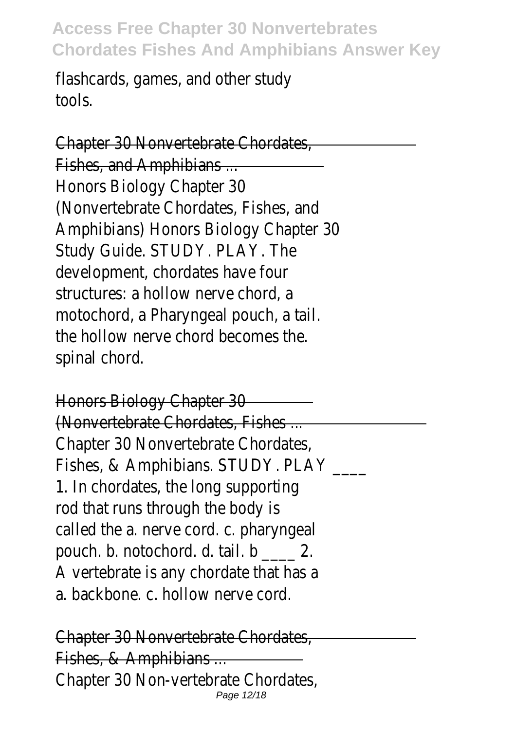flashcards, games, and other study tools.

Chapter 30 Nonvertebrate Chordates, Fishes, and Amphibians ...

Honors Biology Chapter 30 (Nonvertebrate Chordates, Fishes, and Amphibians) Honors Biology Chapter 30 Study Guide. STUDY. PLAY. The development, chordates have four structures: a hollow nerve chord, a motochord, a Pharyngeal pouch, a tail. the hollow nerve chord becomes the. spinal chord.

Honors Biology Chapter 30 (Nonvertebrate Chordates, Fishes ...

Chapter 30 Nonvertebrate Chordates, Fishes, & Amphibians. STUDY. PLAY ____ 1. In chordates, the long supporting rod that runs through the body is called the a. nerve cord. c. pharyngeal pouch. b. notochord. d. tail. b ____ 2. A vertebrate is any chordate that has a a. backbone. c. hollow nerve cord.

Chapter 30 Nonvertebrate Chordates, Fishes, & Amphibians ...

Chapter 30 Non-vertebrate Chordates,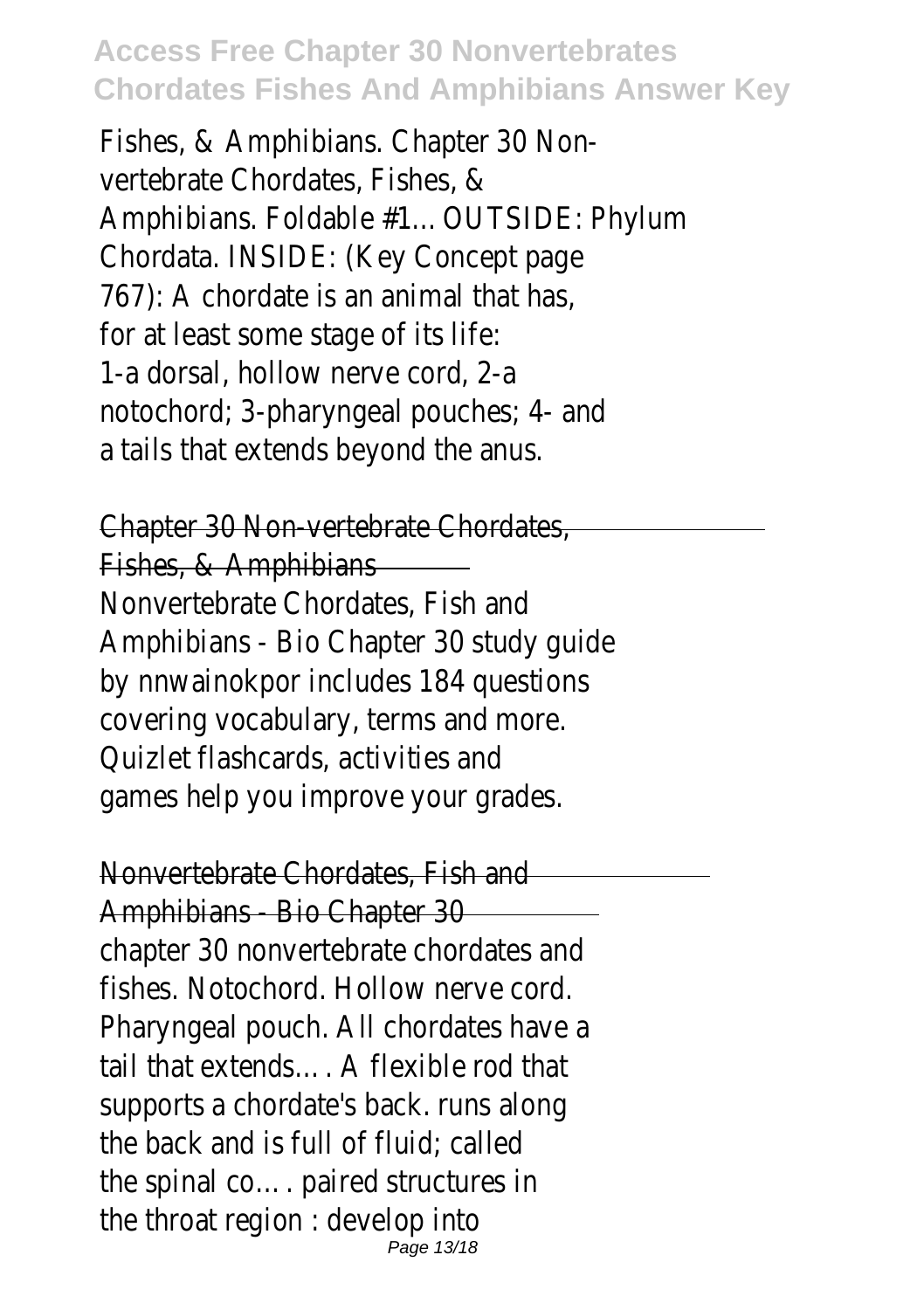Fishes, & Amphibians. Chapter 30 Non-vertebrate Chordates, Fishes, & Amphibians. Foldable #1... OUTSIDE: Phylum Chordata. INSIDE: (Key Concept page 767): A chordate is an animal that has, for at least some stage of its life: 1-a dorsal, hollow nerve cord, 2-a notochord; 3-pharyngeal pouches; 4- and a tails that extends beyond the anus.

Chapter 30 Non-vertebrate Chordates, Fishes, & Amphibians

Nonvertebrate Chordates, Fish and Amphibians - Bio Chapter 30 study guide by nnwainokpor includes 184 questions covering vocabulary, terms and more. Quizlet flashcards, activities and games help you improve your grades.

Nonvertebrate Chordates, Fish and Amphibians - Bio Chapter 30

chapter 30 nonvertebrate chordates and fishes. Notochord. Hollow nerve cord. Pharyngeal pouch. All chordates have a tail that extends…. A flexible rod that supports a chordate's back. runs along the back and is full of fluid; called the spinal co…. paired structures in the throat region : develop into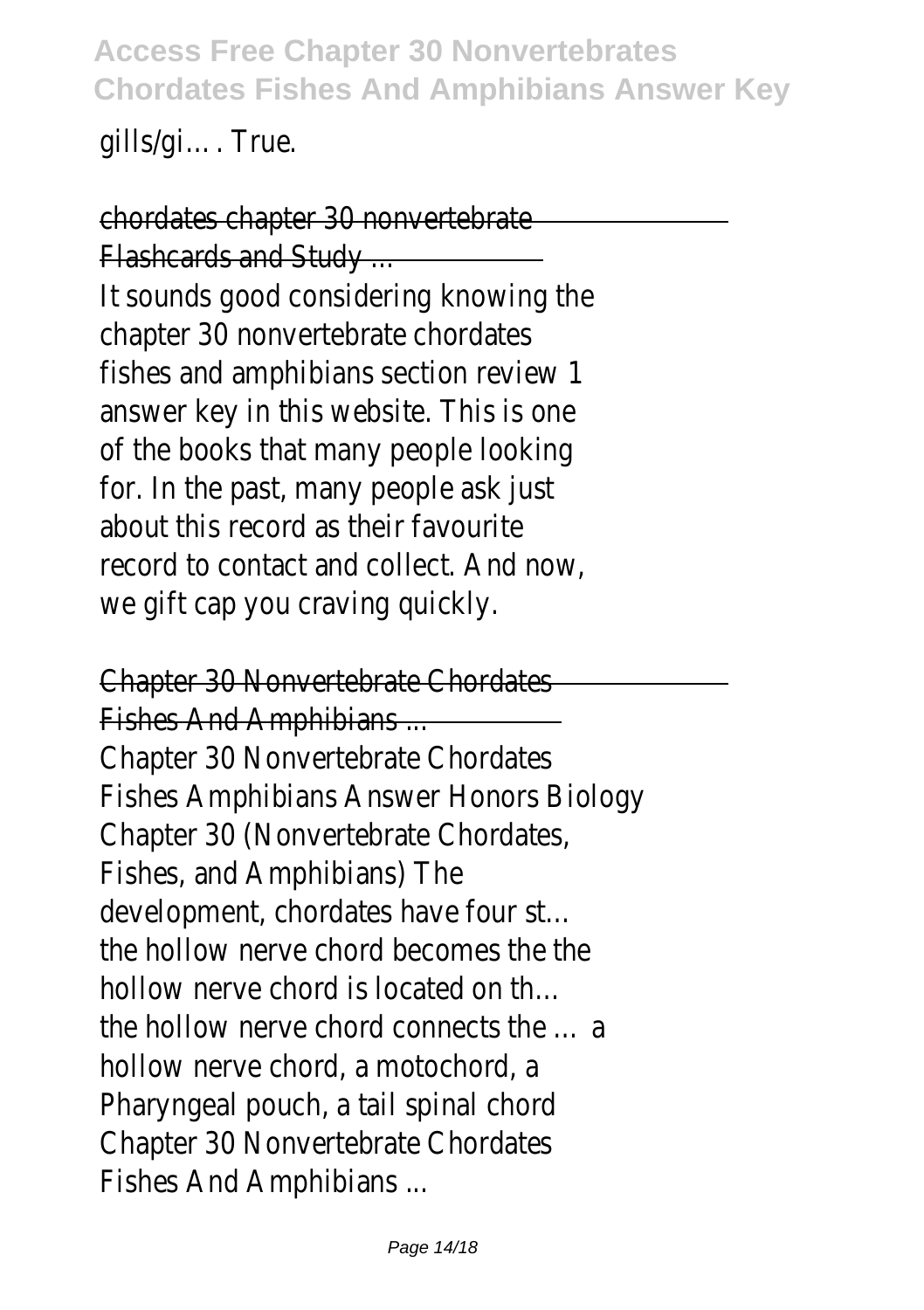gills/gi…. True.

chordates chapter 30 nonvertebrate Flashcards and Study ...

It sounds good considering knowing the chapter 30 nonvertebrate chordates fishes and amphibians section review 1 answer key in this website. This is one of the books that many people looking for. In the past, many people ask just about this record as their favourite record to contact and collect. And now, we gift cap you craving quickly.

Chapter 30 Nonvertebrate Chordates Fishes And Amphibians ...

Chapter 30 Nonvertebrate Chordates Fishes Amphibians Answer Honors Biology Chapter 30 (Nonvertebrate Chordates, Fishes, and Amphibians) The development, chordates have four st… the hollow nerve chord becomes the the hollow nerve chord is located on th… the hollow nerve chord connects the … a hollow nerve chord, a motochord, a Pharyngeal pouch, a tail spinal chord Chapter 30 Nonvertebrate Chordates Fishes And Amphibians ...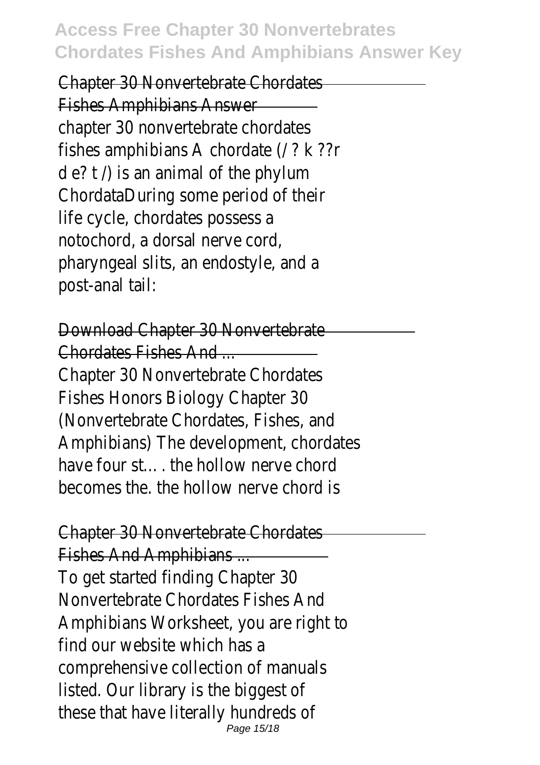Chapter 30 Nonvertebrate Chordates Fishes Amphibians Answer

chapter 30 nonvertebrate chordates fishes amphibians A chordate (/ ? k ??r d e? t /) is an animal of the phylum ChordataDuring some period of their life cycle, chordates possess a notochord, a dorsal nerve cord, pharyngeal slits, an endostyle, and a post-anal tail:

Download Chapter 30 Nonvertebrate Chordates Fishes And ...

Chapter 30 Nonvertebrate Chordates Fishes Honors Biology Chapter 30 (Nonvertebrate Chordates, Fishes, and Amphibians) The development, chordates have four st…. the hollow nerve chord becomes the. the hollow nerve chord is

Chapter 30 Nonvertebrate Chordates Fishes And Amphibians ...

To get started finding Chapter 30 Nonvertebrate Chordates Fishes And Amphibians Worksheet, you are right to find our website which has a comprehensive collection of manuals listed. Our library is the biggest of these that have literally hundreds of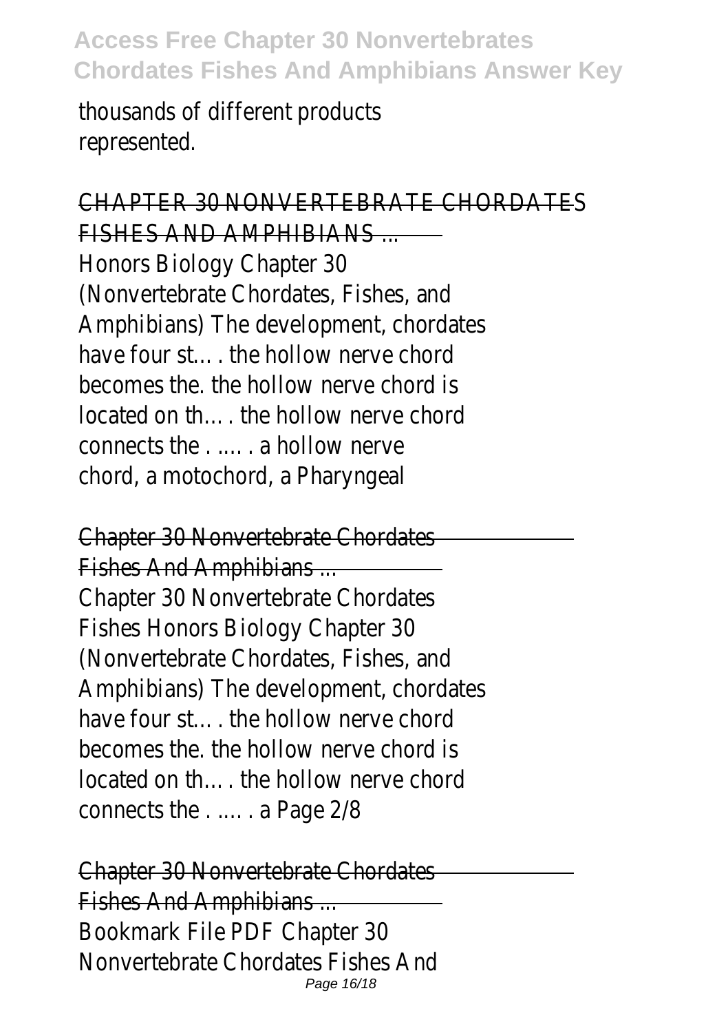thousands of different products represented.

CHAPTER 30 NONVERTEBRATE CHORDATES FISHES AND AMPHIBIANS ...

Honors Biology Chapter 30 (Nonvertebrate Chordates, Fishes, and Amphibians) The development, chordates have four st…. the hollow nerve chord becomes the. the hollow nerve chord is located on th…. the hollow nerve chord connects the . …. . a hollow nerve chord, a motochord, a Pharyngeal

Chapter 30 Nonvertebrate Chordates Fishes And Amphibians ...

Chapter 30 Nonvertebrate Chordates Fishes Honors Biology Chapter 30 (Nonvertebrate Chordates, Fishes, and Amphibians) The development, chordates have four st…. the hollow nerve chord becomes the. the hollow nerve chord is located on th…. the hollow nerve chord connects the . …. . a Page 2/8

Chapter 30 Nonvertebrate Chordates Fishes And Amphibians ...

Bookmark File PDF Chapter 30 Nonvertebrate Chordates Fishes And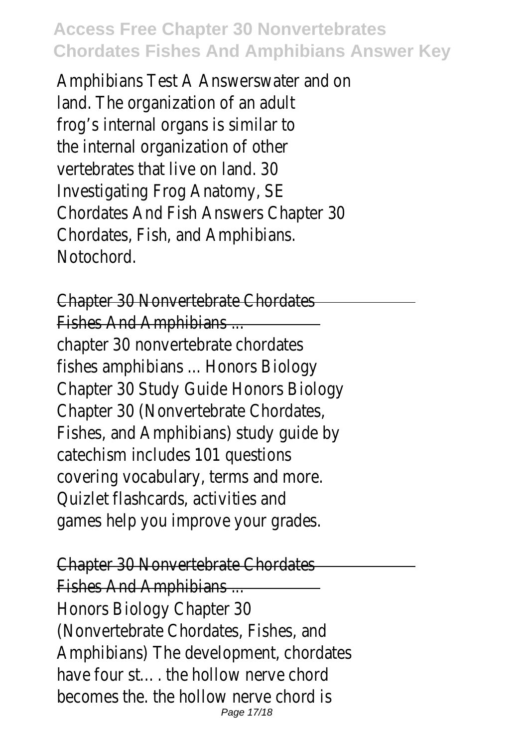Amphibians Test A Answerswater and on land. The organization of an adult frog's internal organs is similar to the internal organization of other vertebrates that live on land. 30 Investigating Frog Anatomy, SE Chordates And Fish Answers Chapter 30 Chordates, Fish, and Amphibians. Notochord.

Chapter 30 Nonvertebrate Chordates Fishes And Amphibians ...

chapter 30 nonvertebrate chordates fishes amphibians ... Honors Biology Chapter 30 Study Guide Honors Biology Chapter 30 (Nonvertebrate Chordates, Fishes, and Amphibians) study guide by catechism includes 101 questions covering vocabulary, terms and more. Quizlet flashcards, activities and games help you improve your grades.

Chapter 30 Nonvertebrate Chordates Fishes And Amphibians ...

Honors Biology Chapter 30 (Nonvertebrate Chordates, Fishes, and Amphibians) The development, chordates have four st… . the hollow nerve chord becomes the. the hollow nerve chord is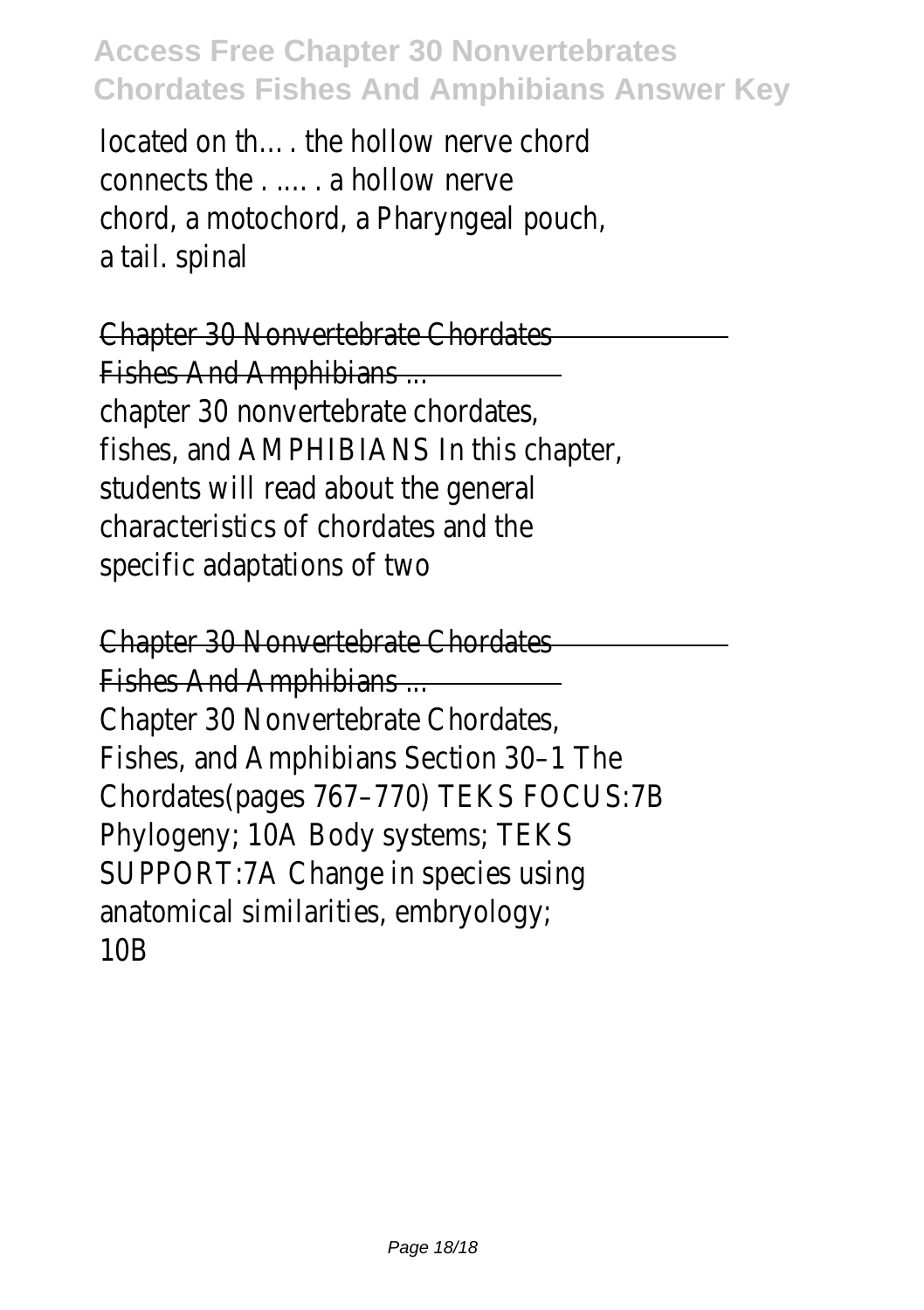located on th…. the hollow nerve chord connects the . …. . a hollow nerve chord, a motochord, a Pharyngeal pouch, a tail. spinal

Chapter 30 Nonvertebrate Chordates Fishes And Amphibians ...

chapter 30 nonvertebrate chordates, fishes, and AMPHIBIANS In this chapter, students will read about the general characteristics of chordates and the specific adaptations of two

Chapter 30 Nonvertebrate Chordates Fishes And Amphibians ...

Chapter 30 Nonvertebrate Chordates, Fishes, and Amphibians Section 30–1 The Chordates(pages 767–770) TEKS FOCUS:7B Phylogeny; 10A Body systems; TEKS SUPPORT:7A Change in species using anatomical similarities, embryology; 10B